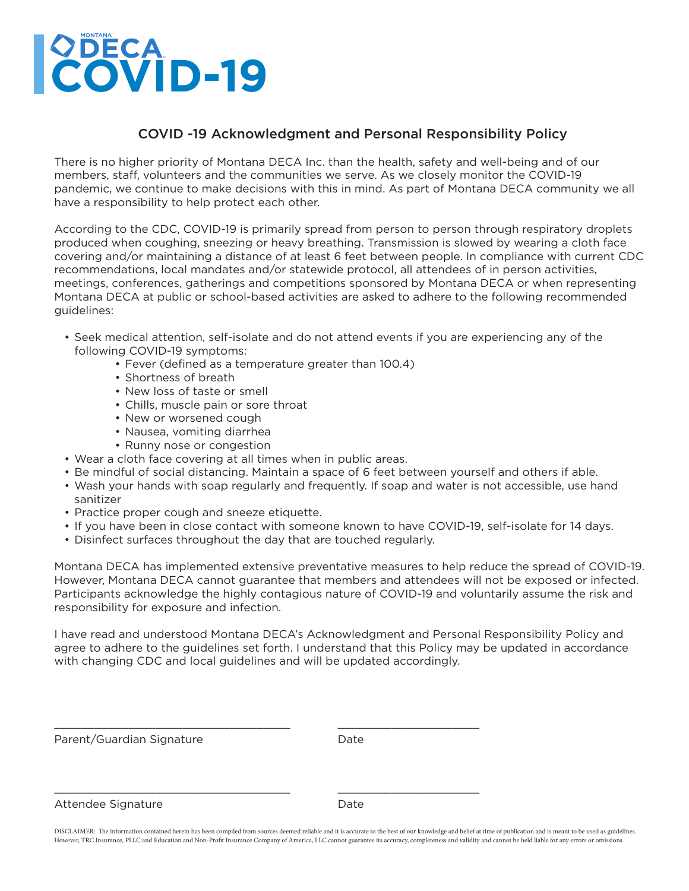# MONTANA DECA COVID-19

## COVID -19 Acknowledgment and Personal Responsibility Policy

There is no higher priority of Montana DECA Inc. than the health, safety and well-being and of our members, staff, volunteers and the communities we serve. As we closely monitor the COVID-19 pandemic, we continue to make decisions with this in mind. As part of Montana DECA community we all have a responsibility to help protect each other.

According to the CDC, COVID-19 is primarily spread from person to person through respiratory droplets produced when coughing, sneezing or heavy breathing. Transmission is slowed by wearing a cloth face covering and/or maintaining a distance of at least 6 feet between people. In compliance with current CDC recommendations, local mandates and/or statewide protocol, all attendees of in person activities, meetings, conferences, gatherings and competitions sponsored by Montana DECA or when representing Montana DECA at public or school-based activities are asked to adhere to the following recommended guidelines:

- Seek medical attention, self-isolate and do not attend events if you are experiencing any of the following COVID-19 symptoms:
  - Fever (defined as a temperature greater than 100.4)
  - Shortness of breath
  - New loss of taste or smell
  - Chills, muscle pain or sore throat
  - New or worsened cough
  - Nausea, vomiting diarrhea
  - Runny nose or congestion
- Wear a cloth face covering at all times when in public areas.
- Be mindful of social distancing. Maintain a space of 6 feet between yourself and others if able.
- Wash your hands with soap regularly and frequently. If soap and water is not accessible, use hand sanitizer
- Practice proper cough and sneeze etiquette.
- If you have been in close contact with someone known to have COVID-19, self-isolate for 14 days.
- Disinfect surfaces throughout the day that are touched regularly.

Montana DECA has implemented extensive preventative measures to help reduce the spread of COVID-19. However, Montana DECA cannot guarantee that members and attendees will not be exposed or infected. Participants acknowledge the highly contagious nature of COVID-19 and voluntarily assume the risk and responsibility for exposure and infection.

I have read and understood Montana DECA's Acknowledgment and Personal Responsibility Policy and agree to adhere to the guidelines set forth. I understand that this Policy may be updated in accordance with changing CDC and local guidelines and will be updated accordingly.

_________________________________________ ________________________

Parent/Guardian Signature Date

_________________________________________ ________________________

Attendee Signature Date

DISCLAIMER: The information contained herein has been compiled from sources deemed reliable and it is accurate to the best of our knowledge and belief at time of publication and is meant to be used as guidelines. However, TRC Insurance, PLLC and Education and Non-Profit Insurance Company of America, LLC cannot guarantee its accuracy, completeness and validity and cannot be held liable for any errors or omissions.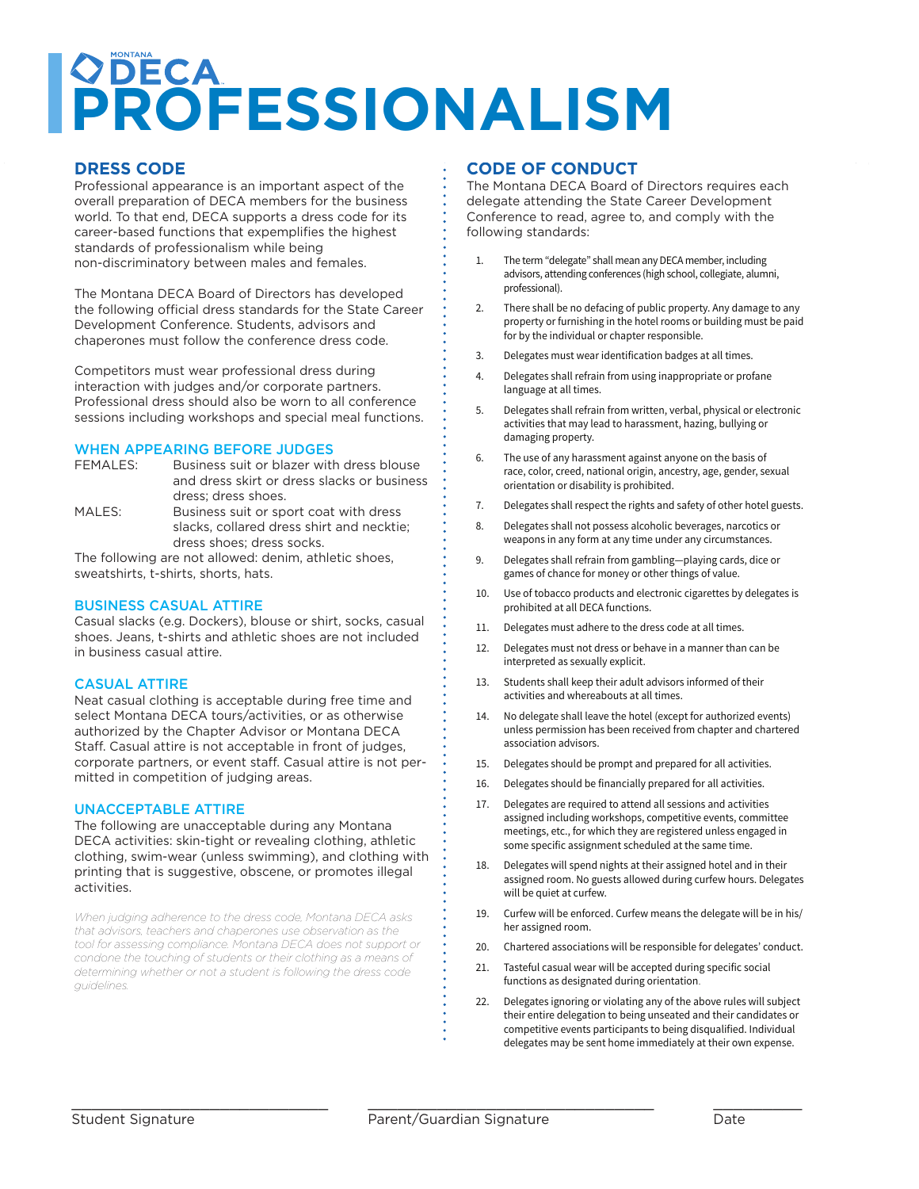# MONTANA DECA PROFESSIONALISM

## DRESS CODE

Professional appearance is an important aspect of the overall preparation of DECA members for the business world. To that end, DECA supports a dress code for its career-based functions that exempmlifies the highest standards of professionalism while being non-discriminatory between males and females.

The Montana DECA Board of Directors has developed the following official dress standards for the State Career Development Conference. Students, advisors and chaperones must follow the conference dress code.

Competitors must wear professional dress during interaction with judges and/or corporate partners. Professional dress should also be worn to all conference sessions including workshops and special meal functions.

### WHEN APPEARING BEFORE JUDGES

FEMALES: Business suit or blazer with dress blouse and dress skirt or dress slacks or business dress; dress shoes.

MALES: Business suit or sport coat with dress slacks, collared dress shirt and necktie; dress shoes; dress socks.

The following are not allowed: denim, athletic shoes, sweatshirts, t-shirts, shorts, hats.

### BUSINESS CASUAL ATTIRE

Casual slacks (e.g. Dockers), blouse or shirt, socks, casual shoes. Jeans, t-shirts and athletic shoes are not included in business casual attire.

### CASUAL ATTIRE

Neat casual clothing is acceptable during free time and select Montana DECA tours/activities, or as otherwise authorized by the Chapter Advisor or Montana DECA Staff. Casual attire is not acceptable in front of judges, corporate partners, or event staff. Casual attire is not permitted in competition of judging areas.

### UNACCEPTABLE ATTIRE

The following are unacceptable during any Montana DECA activities: skin-tight or revealing clothing, athletic clothing, swim-wear (unless swimming), and clothing with printing that is suggestive, obscene, or promotes illegal activities.

*When judging adherence to the dress code, Montana DECA asks that advisors, teachers and chaperones use observation as the tool for assessing compliance. Montana DECA does not support or condone the touching of students or their clothing as a means of determining whether or not a student is following the dress code guidelines.*

## CODE OF CONDUCT

The Montana DECA Board of Directors requires each delegate attending the State Career Development Conference to read, agree to, and comply with the following standards:

1. The term "delegate" shall mean any DECA member, including advisors, attending conferences (high school, collegiate, alumni, professional).
2. There shall be no defacing of public property. Any damage to any property or furnishing in the hotel rooms or building must be paid for by the individual or chapter responsible.
3. Delegates must wear identification badges at all times.
4. Delegates shall refrain from using inappropriate or profane language at all times.
5. Delegates shall refrain from written, verbal, physical or electronic activities that may lead to harassment, hazing, bullying or damaging property.
6. The use of any harassment against anyone on the basis of race, color, creed, national origin, ancestry, age, gender, sexual orientation or disability is prohibited.
7. Delegates shall respect the rights and safety of other hotel guests.
8. Delegates shall not possess alcoholic beverages, narcotics or weapons in any form at any time under any circumstances.
9. Delegates shall refrain from gambling—playing cards, dice or games of chance for money or other things of value.
10. Use of tobacco products and electronic cigarettes by delegates is prohibited at all DECA functions.
11. Delegates must adhere to the dress code at all times.
12. Delegates must not dress or behave in a manner than can be interpreted as sexually explicit.
13. Students shall keep their adult advisors informed of their activities and whereabouts at all times.
14. No delegate shall leave the hotel (except for authorized events) unless permission has been received from chapter and chartered association advisors.
15. Delegates should be prompt and prepared for all activities.
16. Delegates should be financially prepared for all activities.
17. Delegates are required to attend all sessions and activities assigned including workshops, competitive events, committee meetings, etc., for which they are registered unless engaged in some specific assignment scheduled at the same time.
18. Delegates will spend nights at their assigned hotel and in their assigned room. No guests allowed during curfew hours. Delegates will be quiet at curfew.
19. Curfew will be enforced. Curfew means the delegate will be in his/her assigned room.
20. Chartered associations will be responsible for delegates' conduct.
21. Tasteful casual wear will be accepted during specific social functions as designated during orientation.
22. Delegates ignoring or violating any of the above rules will subject their entire delegation to being unseated and their candidates or competitive events participants to being disqualified. Individual delegates may be sent home immediately at their own expense.

\_\_\_\_\_\_\_\_\_\_\_\_\_\_\_\_\_\_\_\_\_\_\_\_ Student Signature

\_\_\_\_\_\_\_\_\_\_\_\_\_\_\_\_\_\_\_\_\_\_\_\_ Parent/Guardian Signature

\_\_\_\_\_\_\_\_\_\_ Date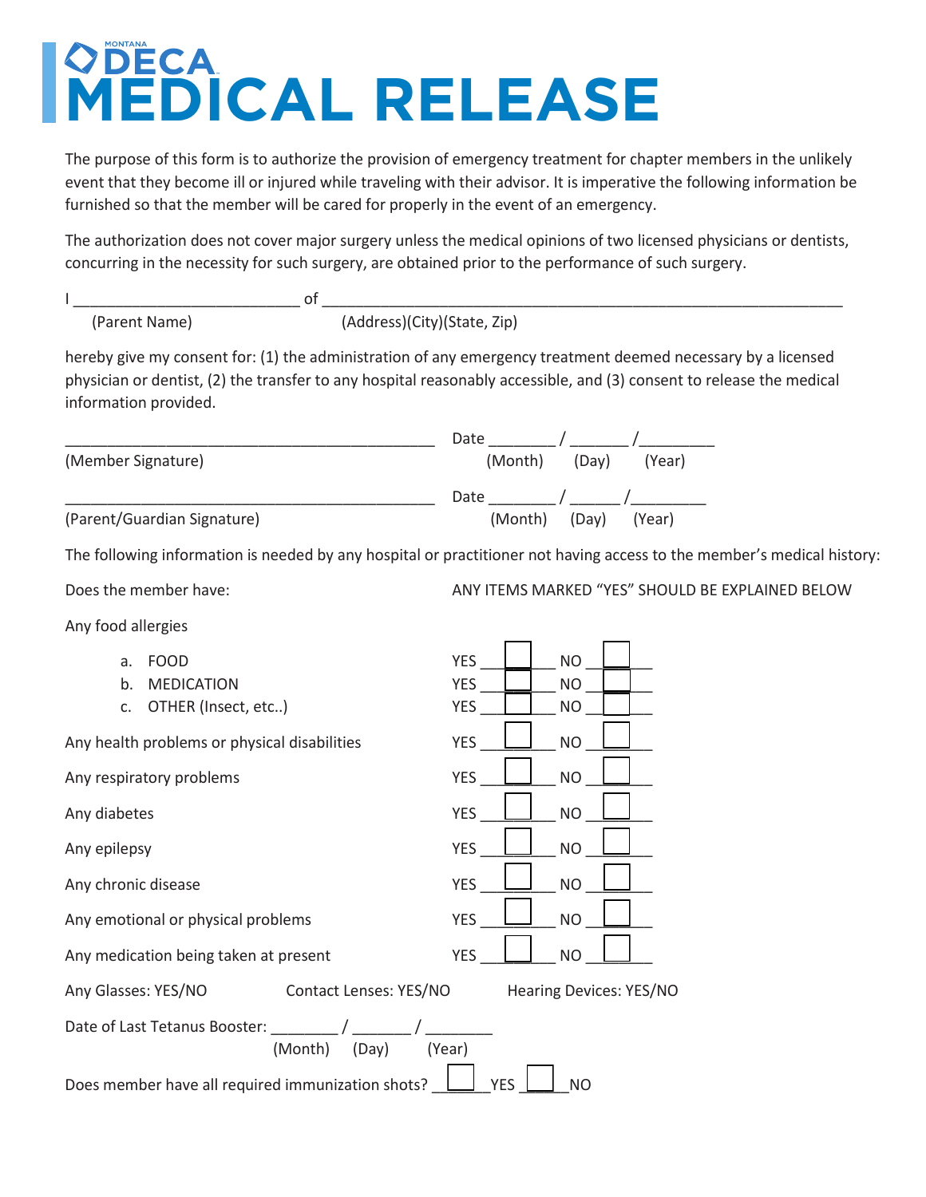# MONTANA DECA MEDICAL RELEASE

The purpose of this form is to authorize the provision of emergency treatment for chapter members in the unlikely event that they become ill or injured while traveling with their advisor. It is imperative the following information be furnished so that the member will be cared for properly in the event of an emergency.

The authorization does not cover major surgery unless the medical opinions of two licensed physicians or dentists, concurring in the necessity for such surgery, are obtained prior to the performance of such surgery.

I ___________________________ of ______________________________________________________________
(Parent Name) (Address)(City)(State, Zip)

hereby give my consent for: (1) the administration of any emergency treatment deemed necessary by a licensed physician or dentist, (2) the transfer to any hospital reasonably accessible, and (3) consent to release the medical information provided.

_____________________________________________ Date ________ / _______ /_________
(Member Signature) (Month) (Day) (Year)

_____________________________________________ Date ________ / ______ /_________
(Parent/Guardian Signature) (Month) (Day) (Year)

The following information is needed by any hospital or practitioner not having access to the member's medical history:

Does the member have: ANY ITEMS MARKED "YES" SHOULD BE EXPLAINED BELOW

Any food allergies

| | | |
|---|---|---|
| a. FOOD | YES ☐ | NO ☐ |
| b. MEDICATION | YES ☐ | NO ☐ |
| c. OTHER (Insect, etc..) | YES ☐ | NO ☐ |
| Any health problems or physical disabilities | YES ☐ | NO ☐ |
| Any respiratory problems | YES ☐ | NO ☐ |
| Any diabetes | YES ☐ | NO ☐ |
| Any epilepsy | YES ☐ | NO ☐ |
| Any chronic disease | YES ☐ | NO ☐ |
| Any emotional or physical problems | YES ☐ | NO ☐ |
| Any medication being taken at present | YES ☐ | NO ☐ |

Any Glasses: YES/NO Contact Lenses: YES/NO Hearing Devices: YES/NO

Date of Last Tetanus Booster: ________ / _______ / ________
(Month) (Day) (Year)

Does member have all required immunization shots? ☐ YES ☐ NO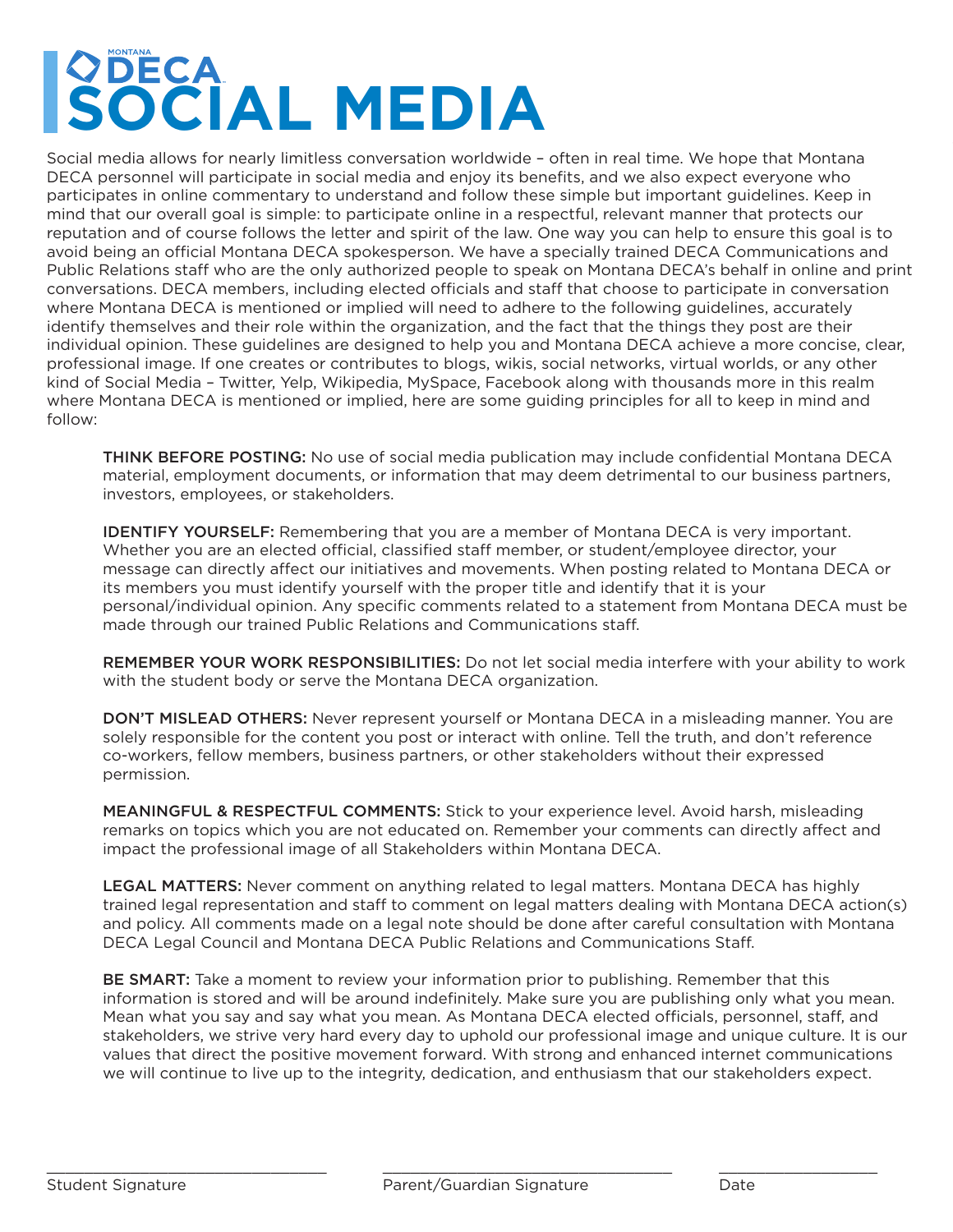# MONTANA DECA SOCIAL MEDIA

Social media allows for nearly limitless conversation worldwide – often in real time. We hope that Montana DECA personnel will participate in social media and enjoy its benefits, and we also expect everyone who participates in online commentary to understand and follow these simple but important guidelines. Keep in mind that our overall goal is simple: to participate online in a respectful, relevant manner that protects our reputation and of course follows the letter and spirit of the law. One way you can help to ensure this goal is to avoid being an official Montana DECA spokesperson. We have a specially trained DECA Communications and Public Relations staff who are the only authorized people to speak on Montana DECA's behalf in online and print conversations. DECA members, including elected officials and staff that choose to participate in conversation where Montana DECA is mentioned or implied will need to adhere to the following guidelines, accurately identify themselves and their role within the organization, and the fact that the things they post are their individual opinion. These guidelines are designed to help you and Montana DECA achieve a more concise, clear, professional image. If one creates or contributes to blogs, wikis, social networks, virtual worlds, or any other kind of Social Media – Twitter, Yelp, Wikipedia, MySpace, Facebook along with thousands more in this realm where Montana DECA is mentioned or implied, here are some guiding principles for all to keep in mind and follow:

THINK BEFORE POSTING: No use of social media publication may include confidential Montana DECA material, employment documents, or information that may deem detrimental to our business partners, investors, employees, or stakeholders.

IDENTIFY YOURSELF: Remembering that you are a member of Montana DECA is very important. Whether you are an elected official, classified staff member, or student/employee director, your message can directly affect our initiatives and movements. When posting related to Montana DECA or its members you must identify yourself with the proper title and identify that it is your personal/individual opinion. Any specific comments related to a statement from Montana DECA must be made through our trained Public Relations and Communications staff.

REMEMBER YOUR WORK RESPONSIBILITIES: Do not let social media interfere with your ability to work with the student body or serve the Montana DECA organization.

DON'T MISLEAD OTHERS: Never represent yourself or Montana DECA in a misleading manner. You are solely responsible for the content you post or interact with online. Tell the truth, and don't reference co-workers, fellow members, business partners, or other stakeholders without their expressed permission.

MEANINGFUL & RESPECTFUL COMMENTS: Stick to your experience level. Avoid harsh, misleading remarks on topics which you are not educated on. Remember your comments can directly affect and impact the professional image of all Stakeholders within Montana DECA.

LEGAL MATTERS: Never comment on anything related to legal matters. Montana DECA has highly trained legal representation and staff to comment on legal matters dealing with Montana DECA action(s) and policy. All comments made on a legal note should be done after careful consultation with Montana DECA Legal Council and Montana DECA Public Relations and Communications Staff.

BE SMART: Take a moment to review your information prior to publishing. Remember that this information is stored and will be around indefinitely. Make sure you are publishing only what you mean. Mean what you say and say what you mean. As Montana DECA elected officials, personnel, staff, and stakeholders, we strive very hard every day to uphold our professional image and unique culture. It is our values that direct the positive movement forward. With strong and enhanced internet communications we will continue to live up to the integrity, dedication, and enthusiasm that our stakeholders expect.

\_\_\_\_\_\_\_\_\_\_\_\_\_\_\_\_\_\_\_\_\_\_\_\_\_\_\_\_ Student Signature

\_\_\_\_\_\_\_\_\_\_\_\_\_\_\_\_\_\_\_\_\_\_\_\_\_\_\_\_ Parent/Guardian Signature

\_\_\_\_\_\_\_\_\_\_\_\_\_\_\_\_ Date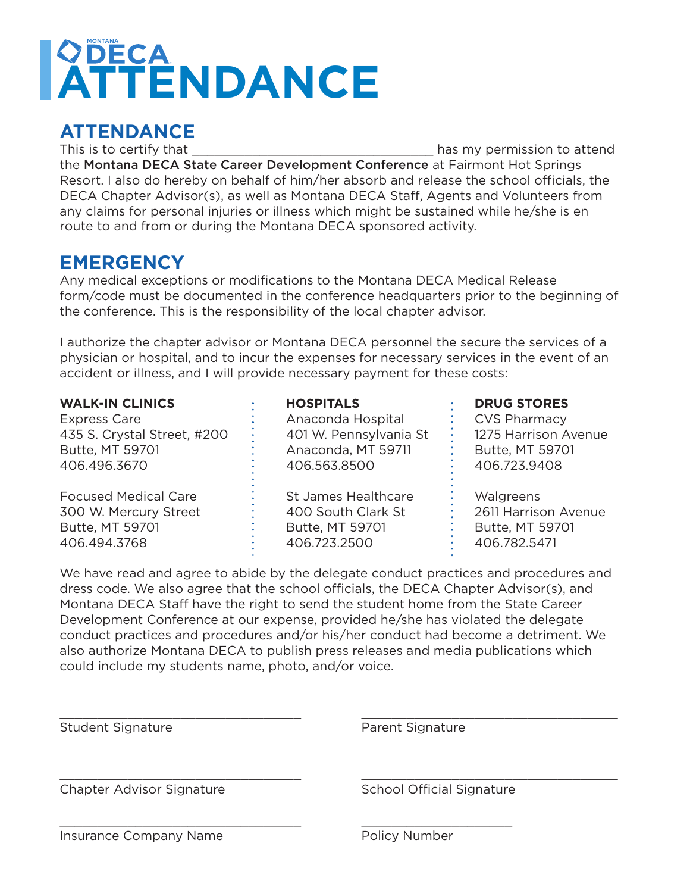# MONTANA DECA ATTENDANCE

## ATTENDANCE

This is to certify that ________________________________ has my permission to attend the **Montana DECA State Career Development Conference** at Fairmont Hot Springs Resort. I also do hereby on behalf of him/her absorb and release the school officials, the DECA Chapter Advisor(s), as well as Montana DECA Staff, Agents and Volunteers from any claims for personal injuries or illness which might be sustained while he/she is en route to and from or during the Montana DECA sponsored activity.

## EMERGENCY

Any medical exceptions or modifications to the Montana DECA Medical Release form/code must be documented in the conference headquarters prior to the beginning of the conference. This is the responsibility of the local chapter advisor.

I authorize the chapter advisor or Montana DECA personnel the secure the services of a physician or hospital, and to incur the expenses for necessary services in the event of an accident or illness, and I will provide necessary payment for these costs:

**WALK-IN CLINICS**

Express Care
435 S. Crystal Street, #200
Butte, MT 59701
406.496.3670

Focused Medical Care
300 W. Mercury Street
Butte, MT 59701
406.494.3768

**HOSPITALS**

Anaconda Hospital
401 W. Pennsylvania St
Anaconda, MT 59711
406.563.8500

St James Healthcare
400 South Clark St
Butte, MT 59701
406.723.2500

**DRUG STORES**

CVS Pharmacy
1275 Harrison Avenue
Butte, MT 59701
406.723.9408

Walgreens
2611 Harrison Avenue
Butte, MT 59701
406.782.5471

We have read and agree to abide by the delegate conduct practices and procedures and dress code. We also agree that the school officials, the DECA Chapter Advisor(s), and Montana DECA Staff have the right to send the student home from the State Career Development Conference at our expense, provided he/she has violated the delegate conduct practices and procedures and/or his/her conduct had become a detriment. We also authorize Montana DECA to publish press releases and media publications which could include my students name, photo, and/or voice.

________________________________
Student Signature

________________________________
Parent Signature

________________________________
Chapter Advisor Signature

________________________________
School Official Signature

________________________________
Insurance Company Name

____________________
Policy Number